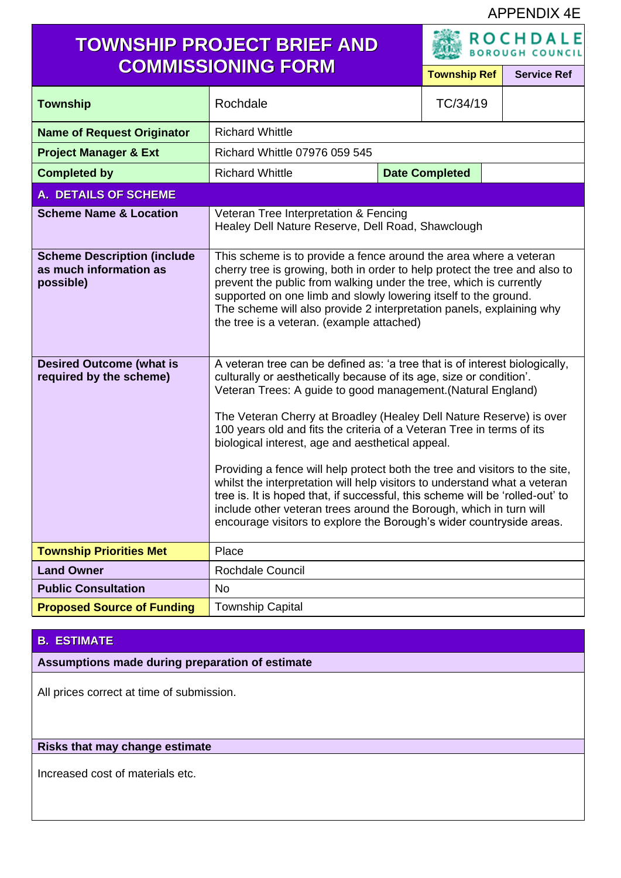APPENDIX 4E

# TOWNSHIP PROJECT BRIEF AND COMMISSIONING FORM

ROCHDALE BOROUGH COUNCIL

| | | Township Ref | Service Ref |
|---|---|---|---|
| **Township** | Rochdale | TC/34/19 | |
| **Name of Request Originator** | Richard Whittle | | |
| **Project Manager & Ext** | Richard Whittle 07976 059 545 | | |
| **Completed by** | Richard Whittle | **Date Completed** | |

## A. DETAILS OF SCHEME

| | |
|---|---|
| **Scheme Name & Location** | Veteran Tree Interpretation & Fencing<br>Healey Dell Nature Reserve, Dell Road, Shawclough |
| **Scheme Description (include as much information as possible)** | This scheme is to provide a fence around the area where a veteran cherry tree is growing, both in order to help protect the tree and also to prevent the public from walking under the tree, which is currently supported on one limb and slowly lowering itself to the ground.<br>The scheme will also provide 2 interpretation panels, explaining why the tree is a veteran. (example attached) |
| **Desired Outcome (what is required by the scheme)** | A veteran tree can be defined as: 'a tree that is of interest biologically, culturally or aesthetically because of its age, size or condition'. Veteran Trees: A guide to good management.(Natural England)<br><br>The Veteran Cherry at Broadley (Healey Dell Nature Reserve) is over 100 years old and fits the criteria of a Veteran Tree in terms of its biological interest, age and aesthetical appeal.<br><br>Providing a fence will help protect both the tree and visitors to the site, whilst the interpretation will help visitors to understand what a veteran tree is. It is hoped that, if successful, this scheme will be 'rolled-out' to include other veteran trees around the Borough, which in turn will encourage visitors to explore the Borough's wider countryside areas. |
| **Township Priorities Met** | Place |
| **Land Owner** | Rochdale Council |
| **Public Consultation** | No |
| **Proposed Source of Funding** | Township Capital |

## B. ESTIMATE

**Assumptions made during preparation of estimate**

All prices correct at time of submission.

**Risks that may change estimate**

Increased cost of materials etc.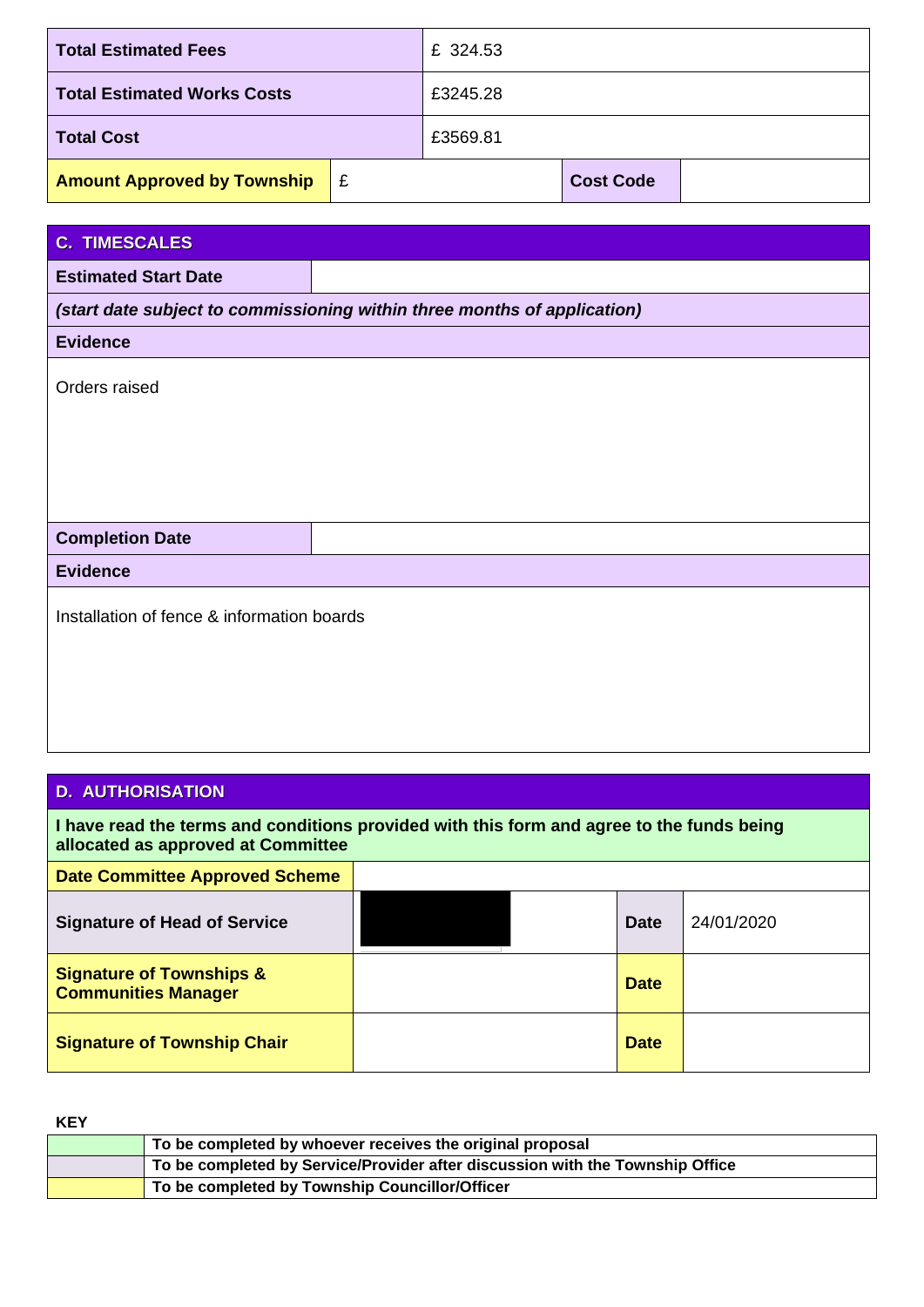| | | | |
|---|---|---|---|
| **Total Estimated Fees** | | £ 324.53 | |
| **Total Estimated Works Costs** | | £3245.28 | |
| **Total Cost** | | £3569.81 | |
| **Amount Approved by Township** | £ | **Cost Code** | |

## C. TIMESCALES

| | |
|---|---|
| **Estimated Start Date** | |
| ***(start date subject to commissioning within three months of application)*** | |
| **Evidence** | |
| Orders raised | |
| **Completion Date** | |
| **Evidence** | |
| Installation of fence & information boards | |

## D. AUTHORISATION

**I have read the terms and conditions provided with this form and agree to the funds being allocated as approved at Committee**

| | | | |
|---|---|---|---|
| **Date Committee Approved Scheme** | | | |
| **Signature of Head of Service** | | **Date** | 24/01/2020 |
| **Signature of Townships & Communities Manager** | | **Date** | |
| **Signature of Township Chair** | | **Date** | |

**KEY**

| | |
|---|---|
| | **To be completed by whoever receives the original proposal** |
| | **To be completed by Service/Provider after discussion with the Township Office** |
| | **To be completed by Township Councillor/Officer** |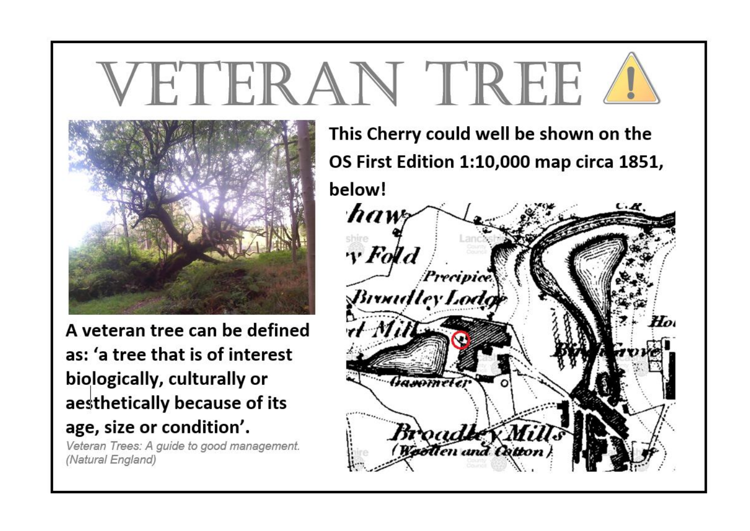# VETERAN TREE ⚠

**This Cherry could well be shown on the OS First Edition 1:10,000 map circa 1851, below!**

**A veteran tree can be defined as: 'a tree that is of interest biologically, culturally or aesthetically because of its age, size or condition'.**

*Veteran Trees: A guide to good management. (Natural England)*